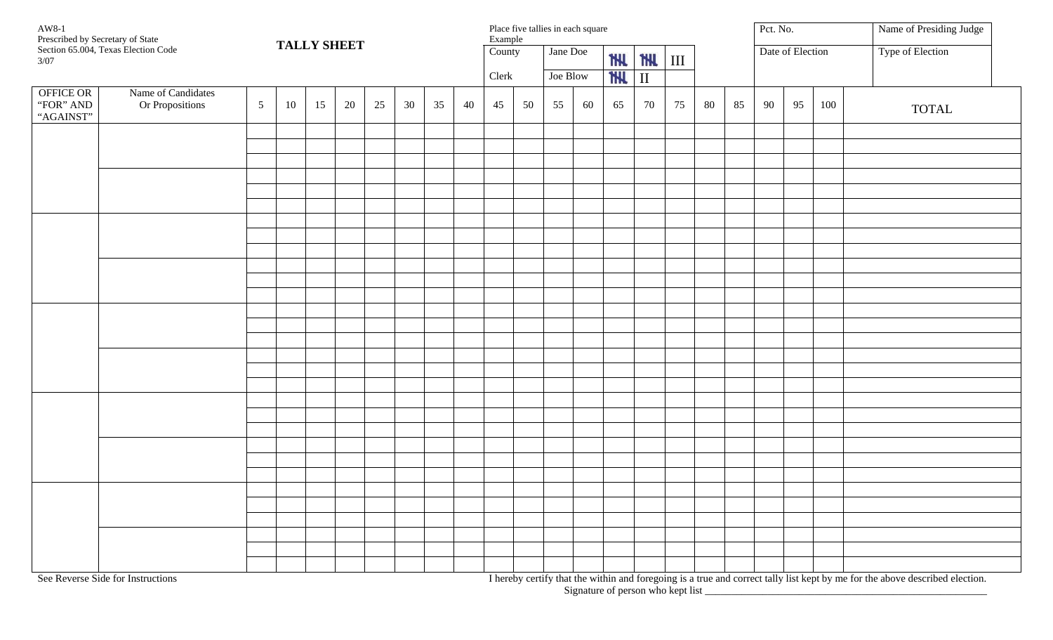AW8-1
Prescribed by Secretary of State
Section 65.004, Texas Election Code
3/07

# TALLY SHEET

Place five tallies in each square
Example

| County Clerk | Jane Doe | 𝍸 | 𝍸 | III |
|---|---|---|---|---|
| | Joe Blow | 𝍸 | II | |

| Pct. No. | Name of Presiding Judge |
|---|---|
| Date of Election | Type of Election |

| OFFICE OR "FOR" AND "AGAINST" | Name of Candidates Or Propositions | 5 | 10 | 15 | 20 | 25 | 30 | 35 | 40 | 45 | 50 | 55 | 60 | 65 | 70 | 75 | 80 | 85 | 90 | 95 | 100 | TOTAL |
|---|---|---|---|---|---|---|---|---|---|---|---|---|---|---|---|---|---|---|---|---|---|---|
| | | | | | | | | | | | | | | | | | | | | | | |
| | | | | | | | | | | | | | | | | | | | | | | |
| | | | | | | | | | | | | | | | | | | | | | | |
| | | | | | | | | | | | | | | | | | | | | | | |
| | | | | | | | | | | | | | | | | | | | | | | |
| | | | | | | | | | | | | | | | | | | | | | | |
| | | | | | | | | | | | | | | | | | | | | | | |
| | | | | | | | | | | | | | | | | | | | | | | |
| | | | | | | | | | | | | | | | | | | | | | | |
| | | | | | | | | | | | | | | | | | | | | | | |

See Reverse Side for Instructions

I hereby certify that the within and foregoing is a true and correct tally list kept by me for the above described election.

Signature of person who kept list \_\_\_\_\_\_\_\_\_\_\_\_\_\_\_\_\_\_\_\_\_\_\_\_\_\_\_\_\_\_\_\_\_\_\_\_\_\_\_\_\_\_\_\_\_\_\_\_\_\_\_\_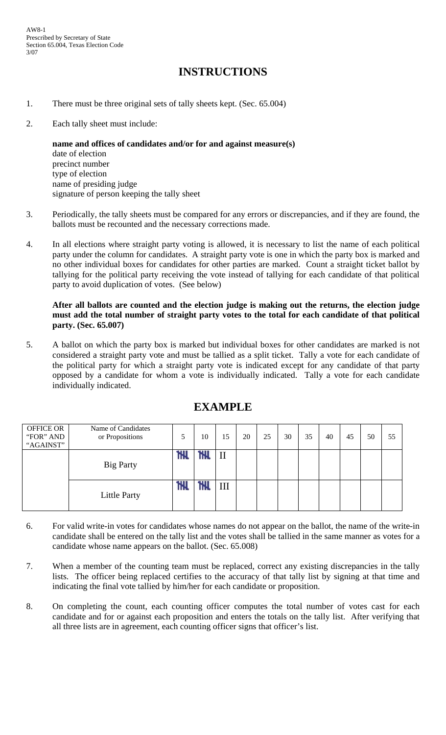AW8-1
Prescribed by Secretary of State
Section 65.004, Texas Election Code
3/07

# INSTRUCTIONS

1. There must be three original sets of tally sheets kept. (Sec. 65.004)

2. Each tally sheet must include:

   **name and offices of candidates and/or for and against measure(s)**
   date of election
   precinct number
   type of election
   name of presiding judge
   signature of person keeping the tally sheet

3. Periodically, the tally sheets must be compared for any errors or discrepancies, and if they are found, the ballots must be recounted and the necessary corrections made.

4. In all elections where straight party voting is allowed, it is necessary to list the name of each political party under the column for candidates. A straight party vote is one in which the party box is marked and no other individual boxes for candidates for other parties are marked. Count a straight ticket ballot by tallying for the political party receiving the vote instead of tallying for each candidate of that political party to avoid duplication of votes. (See below)

   **After all ballots are counted and the election judge is making out the returns, the election judge must add the total number of straight party votes to the total for each candidate of that political party. (Sec. 65.007)**

5. A ballot on which the party box is marked but individual boxes for other candidates are marked is not considered a straight party vote and must be tallied as a split ticket. Tally a vote for each candidate of the political party for which a straight party vote is indicated except for any candidate of that party opposed by a candidate for whom a vote is individually indicated. Tally a vote for each candidate individually indicated.

## EXAMPLE

| OFFICE OR "FOR" AND "AGAINST" | Name of Candidates or Propositions | 5 | 10 | 15 | 20 | 25 | 30 | 35 | 40 | 45 | 50 | 55 |
|---|---|---|---|---|---|---|---|---|---|---|---|---|
| | Big Party | 𝍸 | 𝍸 | II | | | | | | | | |
| | Little Party | 𝍸 | 𝍸 | III | | | | | | | | |

6. For valid write-in votes for candidates whose names do not appear on the ballot, the name of the write-in candidate shall be entered on the tally list and the votes shall be tallied in the same manner as votes for a candidate whose name appears on the ballot. (Sec. 65.008)

7. When a member of the counting team must be replaced, correct any existing discrepancies in the tally lists. The officer being replaced certifies to the accuracy of that tally list by signing at that time and indicating the final vote tallied by him/her for each candidate or proposition.

8. On completing the count, each counting officer computes the total number of votes cast for each candidate and for or against each proposition and enters the totals on the tally list. After verifying that all three lists are in agreement, each counting officer signs that officer's list.